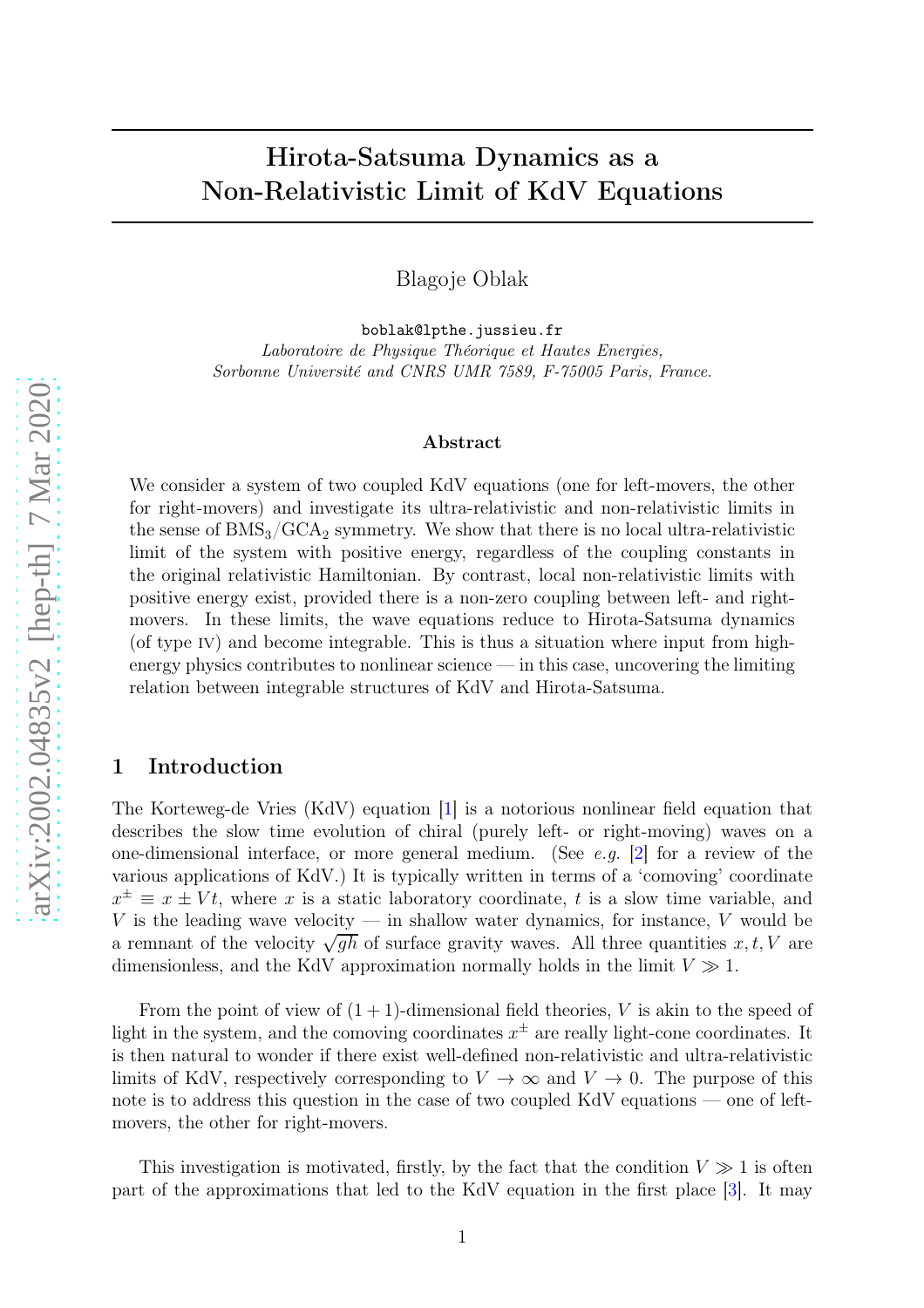# Hirota-Satsuma Dynamics as a Non-Relativistic Limit of KdV Equations

Blagoje Oblak

boblak@lpthe.jussieu.fr
*Laboratoire de Physique Théorique et Hautes Energies,*
*Sorbonne Université and CNRS UMR 7589, F-75005 Paris, France.*

### Abstract

We consider a system of two coupled KdV equations (one for left-movers, the other for right-movers) and investigate its ultra-relativistic and non-relativistic limits in the sense of $\text{BMS}_3/\text{GCA}_2$ symmetry. We show that there is no local ultra-relativistic limit of the system with positive energy, regardless of the coupling constants in the original relativistic Hamiltonian. By contrast, local non-relativistic limits with positive energy exist, provided there is a non-zero coupling between left- and right-movers. In these limits, the wave equations reduce to Hirota-Satsuma dynamics (of type IV) and become integrable. This is thus a situation where input from high-energy physics contributes to nonlinear science — in this case, uncovering the limiting relation between integrable structures of KdV and Hirota-Satsuma.

## 1 Introduction

The Korteweg-de Vries (KdV) equation [1] is a notorious nonlinear field equation that describes the slow time evolution of chiral (purely left- or right-moving) waves on a one-dimensional interface, or more general medium. (See *e.g.* [2] for a review of the various applications of KdV.) It is typically written in terms of a 'comoving' coordinate $x^{\pm} \equiv x \pm Vt$, where $x$ is a static laboratory coordinate, $t$ is a slow time variable, and $V$ is the leading wave velocity — in shallow water dynamics, for instance, $V$ would be a remnant of the velocity $\sqrt{gh}$ of surface gravity waves. All three quantities $x, t, V$ are dimensionless, and the KdV approximation normally holds in the limit $V \gg 1$.

From the point of view of $(1+1)$-dimensional field theories, $V$ is akin to the speed of light in the system, and the comoving coordinates $x^{\pm}$ are really light-cone coordinates. It is then natural to wonder if there exist well-defined non-relativistic and ultra-relativistic limits of KdV, respectively corresponding to $V \to \infty$ and $V \to 0$. The purpose of this note is to address this question in the case of two coupled KdV equations — one of left-movers, the other for right-movers.

This investigation is motivated, firstly, by the fact that the condition $V \gg 1$ is often part of the approximations that led to the KdV equation in the first place [3]. It may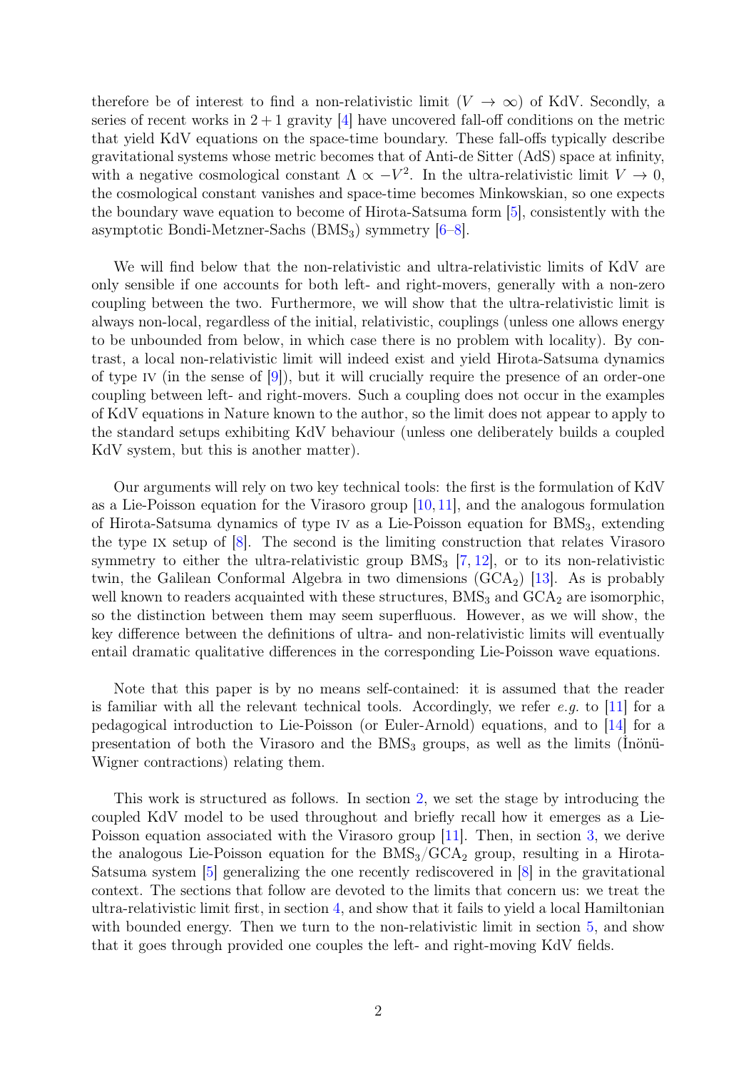therefore be of interest to find a non-relativistic limit ($V \to \infty$) of KdV. Secondly, a series of recent works in $2+1$ gravity [4] have uncovered fall-off conditions on the metric that yield KdV equations on the space-time boundary. These fall-offs typically describe gravitational systems whose metric becomes that of Anti-de Sitter (AdS) space at infinity, with a negative cosmological constant $\Lambda \propto -V^2$. In the ultra-relativistic limit $V \to 0$, the cosmological constant vanishes and space-time becomes Minkowskian, so one expects the boundary wave equation to become of Hirota-Satsuma form [5], consistently with the asymptotic Bondi-Metzner-Sachs ($\text{BMS}_3$) symmetry [6–8].

We will find below that the non-relativistic and ultra-relativistic limits of KdV are only sensible if one accounts for both left- and right-movers, generally with a non-zero coupling between the two. Furthermore, we will show that the ultra-relativistic limit is always non-local, regardless of the initial, relativistic, couplings (unless one allows energy to be unbounded from below, in which case there is no problem with locality). By contrast, a local non-relativistic limit will indeed exist and yield Hirota-Satsuma dynamics of type IV (in the sense of [9]), but it will crucially require the presence of an order-one coupling between left- and right-movers. Such a coupling does not occur in the examples of KdV equations in Nature known to the author, so the limit does not appear to apply to the standard setups exhibiting KdV behaviour (unless one deliberately builds a coupled KdV system, but this is another matter).

Our arguments will rely on two key technical tools: the first is the formulation of KdV as a Lie-Poisson equation for the Virasoro group [10, 11], and the analogous formulation of Hirota-Satsuma dynamics of type IV as a Lie-Poisson equation for $\text{BMS}_3$, extending the type IX setup of [8]. The second is the limiting construction that relates Virasoro symmetry to either the ultra-relativistic group $\text{BMS}_3$ [7, 12], or to its non-relativistic twin, the Galilean Conformal Algebra in two dimensions ($\text{GCA}_2$) [13]. As is probably well known to readers acquainted with these structures, $\text{BMS}_3$ and $\text{GCA}_2$ are isomorphic, so the distinction between them may seem superfluous. However, as we will show, the key difference between the definitions of ultra- and non-relativistic limits will eventually entail dramatic qualitative differences in the corresponding Lie-Poisson wave equations.

Note that this paper is by no means self-contained: it is assumed that the reader is familiar with all the relevant technical tools. Accordingly, we refer *e.g.* to [11] for a pedagogical introduction to Lie-Poisson (or Euler-Arnold) equations, and to [14] for a presentation of both the Virasoro and the $\text{BMS}_3$ groups, as well as the limits (İnönü-Wigner contractions) relating them.

This work is structured as follows. In section 2, we set the stage by introducing the coupled KdV model to be used throughout and briefly recall how it emerges as a Lie-Poisson equation associated with the Virasoro group [11]. Then, in section 3, we derive the analogous Lie-Poisson equation for the $\text{BMS}_3/\text{GCA}_2$ group, resulting in a Hirota-Satsuma system [5] generalizing the one recently rediscovered in [8] in the gravitational context. The sections that follow are devoted to the limits that concern us: we treat the ultra-relativistic limit first, in section 4, and show that it fails to yield a local Hamiltonian with bounded energy. Then we turn to the non-relativistic limit in section 5, and show that it goes through provided one couples the left- and right-moving KdV fields.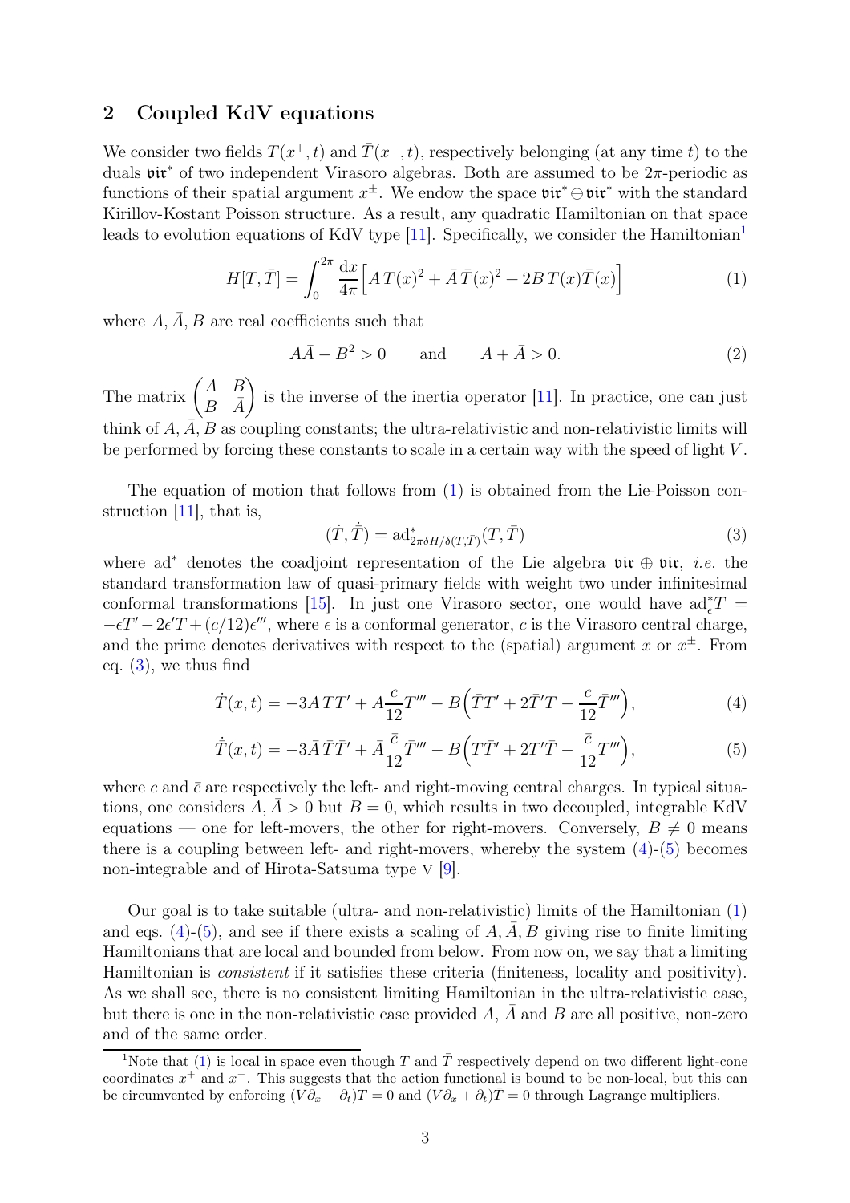## 2 Coupled KdV equations

We consider two fields $T(x^+, t)$ and $\bar{T}(x^-, t)$, respectively belonging (at any time $t$) to the duals $\mathfrak{vir}^*$ of two independent Virasoro algebras. Both are assumed to be $2\pi$-periodic as functions of their spatial argument $x^\pm$. We endow the space $\mathfrak{vir}^* \oplus \mathfrak{vir}^*$ with the standard Kirillov-Kostant Poisson structure. As a result, any quadratic Hamiltonian on that space leads to evolution equations of KdV type [11]. Specifically, we consider the Hamiltonian[1]

$$H[T,\bar{T}] = \int_0^{2\pi} \frac{\mathrm{d}x}{4\pi} \Big[ A\, T(x)^2 + \bar{A}\, \bar{T}(x)^2 + 2B\, T(x)\bar{T}(x) \Big] \tag{1}$$

where $A, \bar{A}, B$ are real coefficients such that

$$A\bar{A} - B^2 > 0 \qquad \text{and} \qquad A + \bar{A} > 0. \tag{2}$$

The matrix $\begin{pmatrix} A & B \\ B & \bar{A} \end{pmatrix}$ is the inverse of the inertia operator [11]. In practice, one can just think of $A, \bar{A}, B$ as coupling constants; the ultra-relativistic and non-relativistic limits will be performed by forcing these constants to scale in a certain way with the speed of light $V$.

The equation of motion that follows from (1) is obtained from the Lie-Poisson construction [11], that is,

$$(\dot{T}, \dot{\bar{T}}) = \mathrm{ad}^*_{2\pi\delta H/\delta(T,\bar{T})}(T, \bar{T}) \tag{3}$$

where $\mathrm{ad}^*$ denotes the coadjoint representation of the Lie algebra $\mathfrak{vir} \oplus \mathfrak{vir}$, *i.e.* the standard transformation law of quasi-primary fields with weight two under infinitesimal conformal transformations [15]. In just one Virasoro sector, one would have $\mathrm{ad}^*_\epsilon T = -\epsilon T' - 2\epsilon' T + (c/12)\epsilon'''$, where $\epsilon$ is a conformal generator, $c$ is the Virasoro central charge, and the prime denotes derivatives with respect to the (spatial) argument $x$ or $x^\pm$. From eq. (3), we thus find

$$\dot{T}(x,t) = -3A\, TT' + A\frac{c}{12}T''' - B\Big(\bar{T}T' + 2\bar{T}'T - \frac{c}{12}\bar{T}'''\Big), \tag{4}$$

$$\dot{\bar{T}}(x,t) = -3\bar{A}\, \bar{T}\bar{T}' + \bar{A}\frac{\bar{c}}{12}\bar{T}''' - B\Big(T\bar{T}' + 2T'\bar{T} - \frac{\bar{c}}{12}T'''\Big), \tag{5}$$

where $c$ and $\bar{c}$ are respectively the left- and right-moving central charges. In typical situations, one considers $A, \bar{A} > 0$ but $B = 0$, which results in two decoupled, integrable KdV equations — one for left-movers, the other for right-movers. Conversely, $B \neq 0$ means there is a coupling between left- and right-movers, whereby the system (4)-(5) becomes non-integrable and of Hirota-Satsuma type V [9].

Our goal is to take suitable (ultra- and non-relativistic) limits of the Hamiltonian (1) and eqs. (4)-(5), and see if there exists a scaling of $A, \bar{A}, B$ giving rise to finite limiting Hamiltonians that are local and bounded from below. From now on, we say that a limiting Hamiltonian is *consistent* if it satisfies these criteria (finiteness, locality and positivity). As we shall see, there is no consistent limiting Hamiltonian in the ultra-relativistic case, but there is one in the non-relativistic case provided $A$, $\bar{A}$ and $B$ are all positive, non-zero and of the same order.

[1] Note that (1) is local in space even though $T$ and $\bar{T}$ respectively depend on two different light-cone coordinates $x^+$ and $x^-$. This suggests that the action functional is bound to be non-local, but this can be circumvented by enforcing $(V\partial_x - \partial_t)T = 0$ and $(V\partial_x + \partial_t)\bar{T} = 0$ through Lagrange multipliers.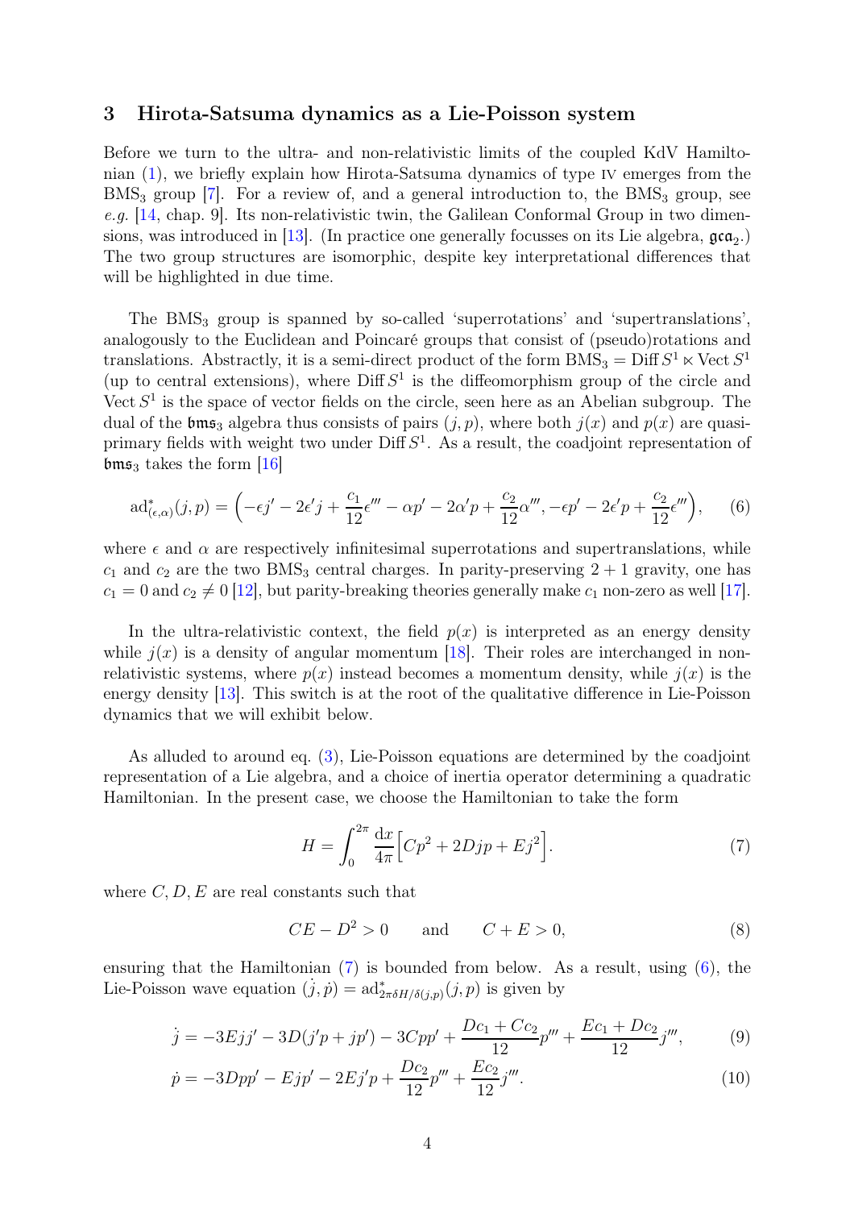## 3 Hirota-Satsuma dynamics as a Lie-Poisson system

Before we turn to the ultra- and non-relativistic limits of the coupled KdV Hamiltonian (1), we briefly explain how Hirota-Satsuma dynamics of type IV emerges from the $\mathrm{BMS}_3$ group [7]. For a review of, and a general introduction to, the $\mathrm{BMS}_3$ group, see *e.g.* [14, chap. 9]. Its non-relativistic twin, the Galilean Conformal Group in two dimensions, was introduced in [13]. (In practice one generally focusses on its Lie algebra, $\mathfrak{gca}_2$.) The two group structures are isomorphic, despite key interpretational differences that will be highlighted in due time.

The $\mathrm{BMS}_3$ group is spanned by so-called 'superrotations' and 'supertranslations', analogously to the Euclidean and Poincaré groups that consist of (pseudo)rotations and translations. Abstractly, it is a semi-direct product of the form $\mathrm{BMS}_3 = \mathrm{Diff}\, S^1 \ltimes \mathrm{Vect}\, S^1$ (up to central extensions), where $\mathrm{Diff}\, S^1$ is the diffeomorphism group of the circle and $\mathrm{Vect}\, S^1$ is the space of vector fields on the circle, seen here as an Abelian subgroup. The dual of the $\mathfrak{bms}_3$ algebra thus consists of pairs $(j, p)$, where both $j(x)$ and $p(x)$ are quasi-primary fields with weight two under $\mathrm{Diff}\, S^1$. As a result, the coadjoint representation of $\mathfrak{bms}_3$ takes the form [16]

$$\mathrm{ad}^*_{(\epsilon,\alpha)}(j,p) = \Big(-\epsilon j' - 2\epsilon' j + \frac{c_1}{12}\epsilon''' - \alpha p' - 2\alpha' p + \frac{c_2}{12}\alpha''', -\epsilon p' - 2\epsilon' p + \frac{c_2}{12}\epsilon'''\Big), \tag{6}$$

where $\epsilon$ and $\alpha$ are respectively infinitesimal superrotations and supertranslations, while $c_1$ and $c_2$ are the two $\mathrm{BMS}_3$ central charges. In parity-preserving $2+1$ gravity, one has $c_1 = 0$ and $c_2 \neq 0$ [12], but parity-breaking theories generally make $c_1$ non-zero as well [17].

In the ultra-relativistic context, the field $p(x)$ is interpreted as an energy density while $j(x)$ is a density of angular momentum [18]. Their roles are interchanged in non-relativistic systems, where $p(x)$ instead becomes a momentum density, while $j(x)$ is the energy density [13]. This switch is at the root of the qualitative difference in Lie-Poisson dynamics that we will exhibit below.

As alluded to around eq. (3), Lie-Poisson equations are determined by the coadjoint representation of a Lie algebra, and a choice of inertia operator determining a quadratic Hamiltonian. In the present case, we choose the Hamiltonian to take the form

$$H = \int_0^{2\pi} \frac{\mathrm{d}x}{4\pi}\Big[Cp^2 + 2Djp + Ej^2\Big]. \tag{7}$$

where $C, D, E$ are real constants such that

$$CE - D^2 > 0 \qquad \text{and} \qquad C + E > 0, \tag{8}$$

ensuring that the Hamiltonian (7) is bounded from below. As a result, using (6), the Lie-Poisson wave equation $(\dot{j}, \dot{p}) = \mathrm{ad}^*_{2\pi\delta H/\delta(j,p)}(j,p)$ is given by

$$\dot{j} = -3Ejj' - 3D(j'p + jp') - 3Cpp' + \frac{Dc_1 + Cc_2}{12}p''' + \frac{Ec_1 + Dc_2}{12}j''', \tag{9}$$

$$\dot{p} = -3Dpp' - Ejp' - 2Ej'p + \frac{Dc_2}{12}p''' + \frac{Ec_2}{12}j'''. \tag{10}$$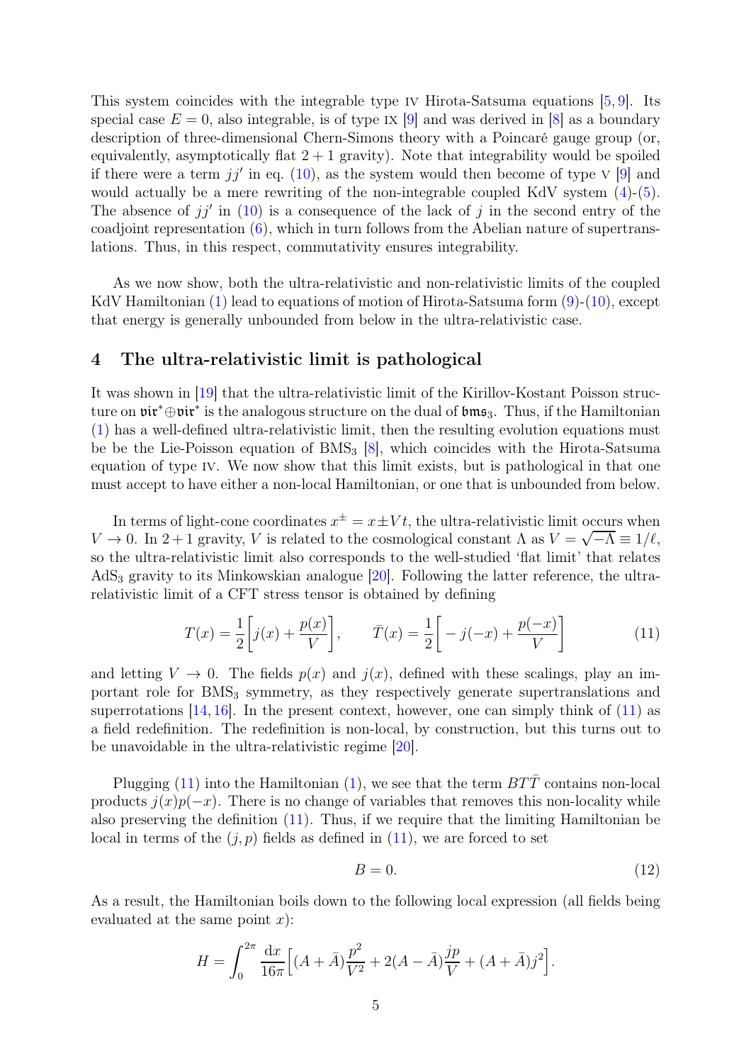This system coincides with the integrable type IV Hirota-Satsuma equations [5, 9]. Its special case $E = 0$, also integrable, is of type IX [9] and was derived in [8] as a boundary description of three-dimensional Chern-Simons theory with a Poincaré gauge group (or, equivalently, asymptotically flat $2+1$ gravity). Note that integrability would be spoiled if there were a term $jj'$ in eq. (10), as the system would then become of type V [9] and would actually be a mere rewriting of the non-integrable coupled KdV system (4)-(5). The absence of $jj'$ in (10) is a consequence of the lack of $j$ in the second entry of the coadjoint representation (6), which in turn follows from the Abelian nature of supertranslations. Thus, in this respect, commutativity ensures integrability.

As we now show, both the ultra-relativistic and non-relativistic limits of the coupled KdV Hamiltonian (1) lead to equations of motion of Hirota-Satsuma form (9)-(10), except that energy is generally unbounded from below in the ultra-relativistic case.

## 4 The ultra-relativistic limit is pathological

It was shown in [19] that the ultra-relativistic limit of the Kirillov-Kostant Poisson structure on $\mathfrak{vir}^*\oplus\mathfrak{vir}^*$ is the analogous structure on the dual of $\mathfrak{bms}_3$. Thus, if the Hamiltonian (1) has a well-defined ultra-relativistic limit, then the resulting evolution equations must be be the Lie-Poisson equation of $\mathrm{BMS}_3$ [8], which coincides with the Hirota-Satsuma equation of type IV. We now show that this limit exists, but is pathological in that one must accept to have either a non-local Hamiltonian, or one that is unbounded from below.

In terms of light-cone coordinates $x^\pm = x \pm Vt$, the ultra-relativistic limit occurs when $V \to 0$. In $2+1$ gravity, $V$ is related to the cosmological constant $\Lambda$ as $V = \sqrt{-\Lambda} \equiv 1/\ell$, so the ultra-relativistic limit also corresponds to the well-studied 'flat limit' that relates $\mathrm{AdS}_3$ gravity to its Minkowskian analogue [20]. Following the latter reference, the ultra-relativistic limit of a CFT stress tensor is obtained by defining

$$T(x) = \frac{1}{2}\bigg[j(x) + \frac{p(x)}{V}\bigg], \qquad \bar{T}(x) = \frac{1}{2}\bigg[-j(-x) + \frac{p(-x)}{V}\bigg] \tag{11}$$

and letting $V \to 0$. The fields $p(x)$ and $j(x)$, defined with these scalings, play an important role for $\mathrm{BMS}_3$ symmetry, as they respectively generate supertranslations and superrotations [14, 16]. In the present context, however, one can simply think of (11) as a field redefinition. The redefinition is non-local, by construction, but this turns out to be unavoidable in the ultra-relativistic regime [20].

Plugging (11) into the Hamiltonian (1), we see that the term $BT\bar{T}$ contains non-local products $j(x)p(-x)$. There is no change of variables that removes this non-locality while also preserving the definition (11). Thus, if we require that the limiting Hamiltonian be local in terms of the $(j, p)$ fields as defined in (11), we are forced to set

$$B = 0. \tag{12}$$

As a result, the Hamiltonian boils down to the following local expression (all fields being evaluated at the same point $x$):

$$H = \int_0^{2\pi} \frac{\mathrm{d}x}{16\pi}\Big[(A+\bar{A})\frac{p^2}{V^2} + 2(A-\bar{A})\frac{jp}{V} + (A+\bar{A})j^2\Big].$$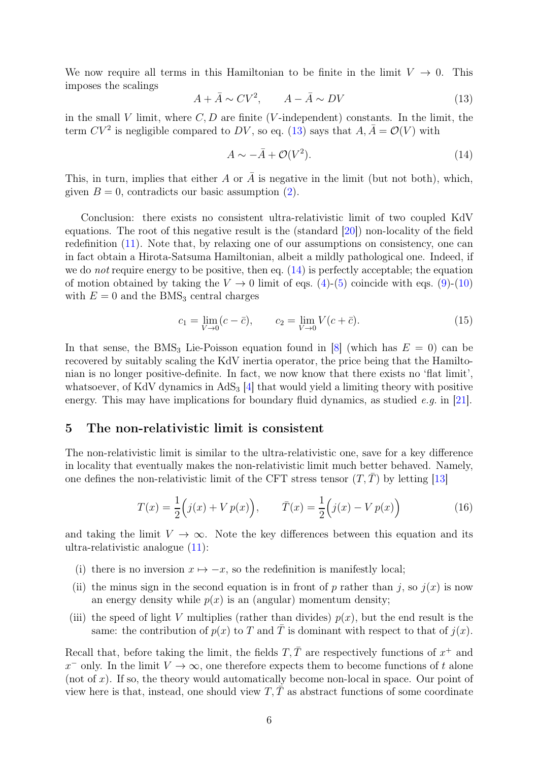We now require all terms in this Hamiltonian to be finite in the limit $V \to 0$. This imposes the scalings

$$A + \bar{A} \sim CV^2, \qquad A - \bar{A} \sim DV \tag{13}$$

in the small $V$ limit, where $C, D$ are finite ($V$-independent) constants. In the limit, the term $CV^2$ is negligible compared to $DV$, so eq. (13) says that $A, \bar{A} = \mathcal{O}(V)$ with

$$A \sim -\bar{A} + \mathcal{O}(V^2). \tag{14}$$

This, in turn, implies that either $A$ or $\bar{A}$ is negative in the limit (but not both), which, given $B = 0$, contradicts our basic assumption (2).

Conclusion: there exists no consistent ultra-relativistic limit of two coupled KdV equations. The root of this negative result is the (standard [20]) non-locality of the field redefinition (11). Note that, by relaxing one of our assumptions on consistency, one can in fact obtain a Hirota-Satsuma Hamiltonian, albeit a mildly pathological one. Indeed, if we do *not* require energy to be positive, then eq. (14) is perfectly acceptable; the equation of motion obtained by taking the $V \to 0$ limit of eqs. (4)-(5) coincide with eqs. (9)-(10) with $E = 0$ and the $\text{BMS}_3$ central charges

$$c_1 = \lim_{V \to 0}(c - \bar{c}), \qquad c_2 = \lim_{V \to 0} V(c + \bar{c}). \tag{15}$$

In that sense, the $\text{BMS}_3$ Lie-Poisson equation found in [8] (which has $E = 0$) can be recovered by suitably scaling the KdV inertia operator, the price being that the Hamiltonian is no longer positive-definite. In fact, we now know that there exists no 'flat limit', whatsoever, of KdV dynamics in $\text{AdS}_3$ [4] that would yield a limiting theory with positive energy. This may have implications for boundary fluid dynamics, as studied *e.g.* in [21].

## 5 The non-relativistic limit is consistent

The non-relativistic limit is similar to the ultra-relativistic one, save for a key difference in locality that eventually makes the non-relativistic limit much better behaved. Namely, one defines the non-relativistic limit of the CFT stress tensor $(T, \bar{T})$ by letting [13]

$$T(x) = \frac{1}{2}\Big(j(x) + V\,p(x)\Big), \qquad \bar{T}(x) = \frac{1}{2}\Big(j(x) - V\,p(x)\Big) \tag{16}$$

and taking the limit $V \to \infty$. Note the key differences between this equation and its ultra-relativistic analogue (11):

(i) there is no inversion $x \mapsto -x$, so the redefinition is manifestly local;

(ii) the minus sign in the second equation is in front of $p$ rather than $j$, so $j(x)$ is now an energy density while $p(x)$ is an (angular) momentum density;

(iii) the speed of light $V$ multiplies (rather than divides) $p(x)$, but the end result is the same: the contribution of $p(x)$ to $T$ and $\bar{T}$ is dominant with respect to that of $j(x)$.

Recall that, before taking the limit, the fields $T, \bar{T}$ are respectively functions of $x^+$ and $x^-$ only. In the limit $V \to \infty$, one therefore expects them to become functions of $t$ alone (not of $x$). If so, the theory would automatically become non-local in space. Our point of view here is that, instead, one should view $T, \bar{T}$ as abstract functions of some coordinate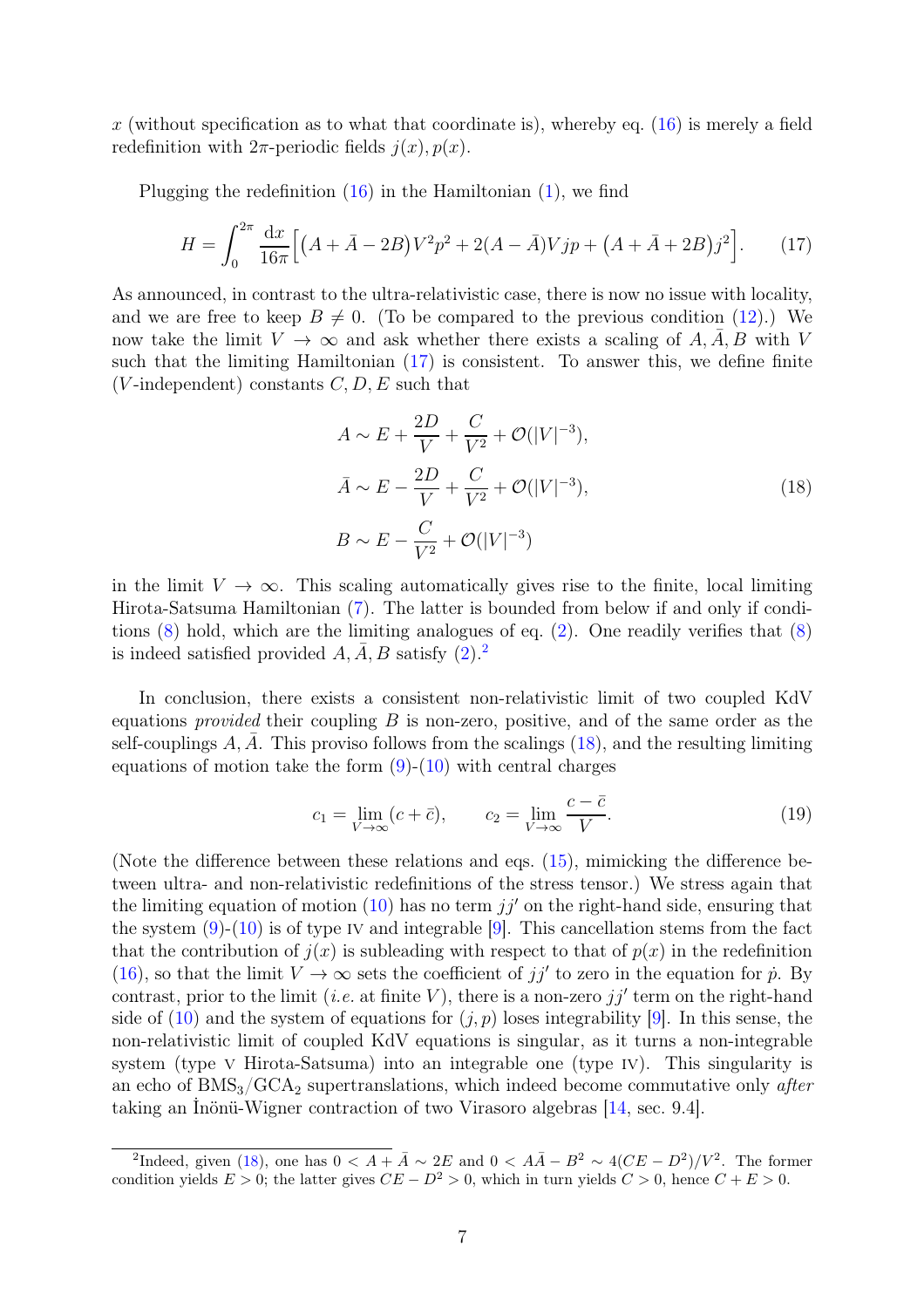$x$ (without specification as to what that coordinate is), whereby eq. (16) is merely a field redefinition with $2\pi$-periodic fields $j(x), p(x)$.

Plugging the redefinition (16) in the Hamiltonian (1), we find

$$H = \int_0^{2\pi} \frac{\mathrm{d}x}{16\pi}\Big[\big(A+\bar{A}-2B\big)V^2p^2 + 2(A-\bar{A})Vjp + \big(A+\bar{A}+2B\big)j^2\Big]. \tag{17}$$

As announced, in contrast to the ultra-relativistic case, there is now no issue with locality, and we are free to keep $B \neq 0$. (To be compared to the previous condition (12).) We now take the limit $V \to \infty$ and ask whether there exists a scaling of $A, \bar{A}, B$ with $V$ such that the limiting Hamiltonian (17) is consistent. To answer this, we define finite ($V$-independent) constants $C, D, E$ such that

$$\begin{aligned} A &\sim E + \frac{2D}{V} + \frac{C}{V^2} + \mathcal{O}(|V|^{-3}),\\ \bar{A} &\sim E - \frac{2D}{V} + \frac{C}{V^2} + \mathcal{O}(|V|^{-3}),\\ B &\sim E - \frac{C}{V^2} + \mathcal{O}(|V|^{-3}) \end{aligned} \tag{18}$$

in the limit $V \to \infty$. This scaling automatically gives rise to the finite, local limiting Hirota-Satsuma Hamiltonian (7). The latter is bounded from below if and only if conditions (8) hold, which are the limiting analogues of eq. (2). One readily verifies that (8) is indeed satisfied provided $A, \bar{A}, B$ satisfy (2).[2]

In conclusion, there exists a consistent non-relativistic limit of two coupled KdV equations *provided* their coupling $B$ is non-zero, positive, and of the same order as the self-couplings $A, \bar{A}$. This proviso follows from the scalings (18), and the resulting limiting equations of motion take the form (9)-(10) with central charges

$$c_1 = \lim_{V\to\infty}(c+\bar{c}), \qquad c_2 = \lim_{V\to\infty}\frac{c-\bar{c}}{V}. \tag{19}$$

(Note the difference between these relations and eqs. (15), mimicking the difference between ultra- and non-relativistic redefinitions of the stress tensor.) We stress again that the limiting equation of motion (10) has no term $jj'$ on the right-hand side, ensuring that the system (9)-(10) is of type IV and integrable [9]. This cancellation stems from the fact that the contribution of $j(x)$ is subleading with respect to that of $p(x)$ in the redefinition (16), so that the limit $V \to \infty$ sets the coefficient of $jj'$ to zero in the equation for $\dot{p}$. By contrast, prior to the limit (*i.e.* at finite $V$), there is a non-zero $jj'$ term on the right-hand side of (10) and the system of equations for $(j, p)$ loses integrability [9]. In this sense, the non-relativistic limit of coupled KdV equations is singular, as it turns a non-integrable system (type V Hirota-Satsuma) into an integrable one (type IV). This singularity is an echo of $\mathrm{BMS}_3/\mathrm{GCA}_2$ supertranslations, which indeed become commutative only *after* taking an İnönü-Wigner contraction of two Virasoro algebras [14, sec. 9.4].

---

[2] Indeed, given (18), one has $0 < A+\bar{A} \sim 2E$ and $0 < A\bar{A} - B^2 \sim 4(CE-D^2)/V^2$. The former condition yields $E > 0$; the latter gives $CE - D^2 > 0$, which in turn yields $C > 0$, hence $C + E > 0$.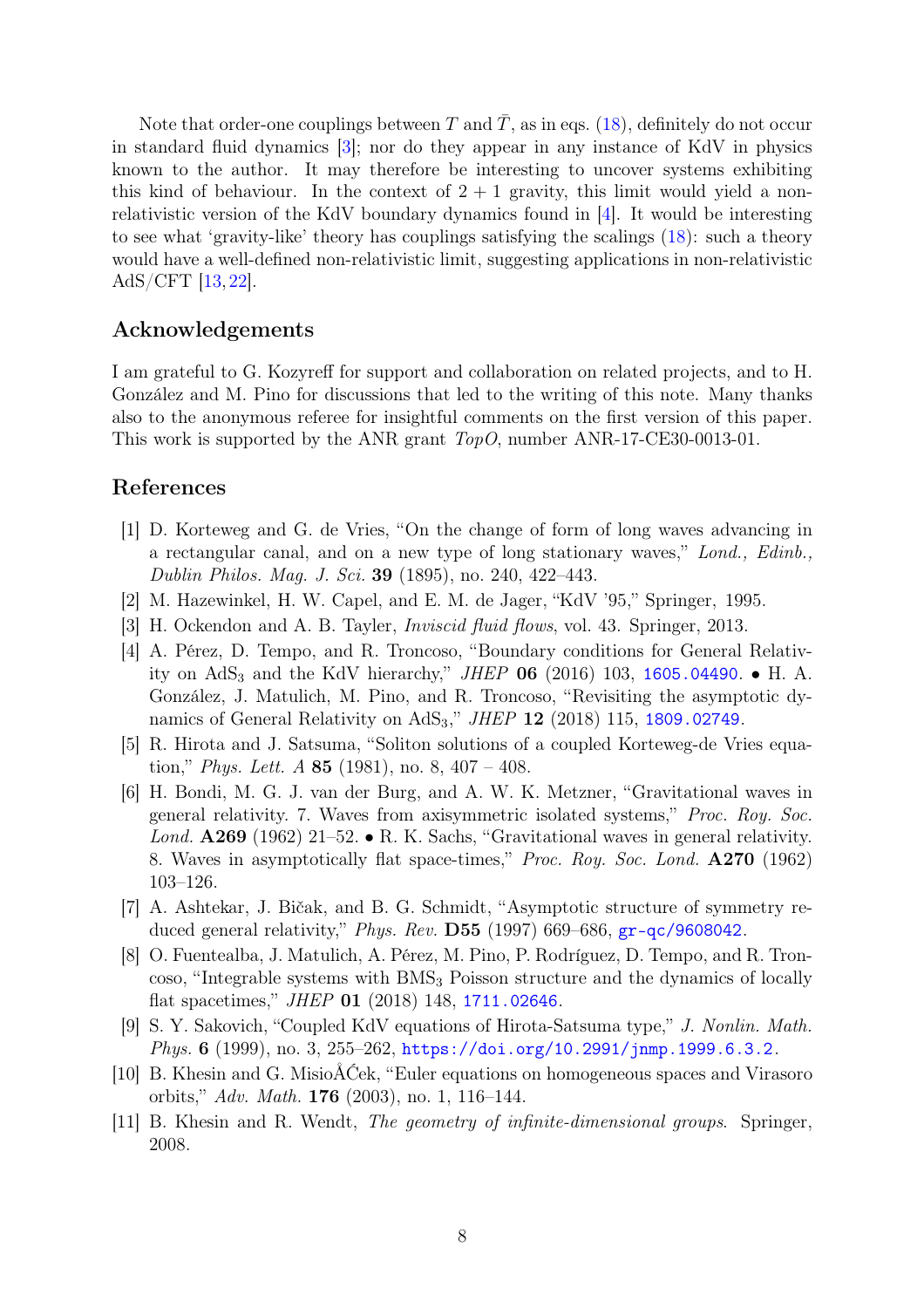Note that order-one couplings between $T$ and $\bar{T}$, as in eqs. (18), definitely do not occur in standard fluid dynamics [3]; nor do they appear in any instance of KdV in physics known to the author. It may therefore be interesting to uncover systems exhibiting this kind of behaviour. In the context of $2+1$ gravity, this limit would yield a non-relativistic version of the KdV boundary dynamics found in [4]. It would be interesting to see what 'gravity-like' theory has couplings satisfying the scalings (18): such a theory would have a well-defined non-relativistic limit, suggesting applications in non-relativistic AdS/CFT [13, 22].

## Acknowledgements

I am grateful to G. Kozyreff for support and collaboration on related projects, and to H. González and M. Pino for discussions that led to the writing of this note. Many thanks also to the anonymous referee for insightful comments on the first version of this paper. This work is supported by the ANR grant *TopO*, number ANR-17-CE30-0013-01.

## References

[1] D. Korteweg and G. de Vries, "On the change of form of long waves advancing in a rectangular canal, and on a new type of long stationary waves," *Lond., Edinb., Dublin Philos. Mag. J. Sci.* **39** (1895), no. 240, 422–443.

[2] M. Hazewinkel, H. W. Capel, and E. M. de Jager, "KdV '95," Springer, 1995.

[3] H. Ockendon and A. B. Tayler, *Inviscid fluid flows*, vol. 43. Springer, 2013.

[4] A. Pérez, D. Tempo, and R. Troncoso, "Boundary conditions for General Relativity on $\mathrm{AdS}_3$ and the KdV hierarchy," *JHEP* **06** (2016) 103, 1605.04490. • H. A. González, J. Matulich, M. Pino, and R. Troncoso, "Revisiting the asymptotic dynamics of General Relativity on $\mathrm{AdS}_3$," *JHEP* **12** (2018) 115, 1809.02749.

[5] R. Hirota and J. Satsuma, "Soliton solutions of a coupled Korteweg-de Vries equation," *Phys. Lett. A* **85** (1981), no. 8, 407 – 408.

[6] H. Bondi, M. G. J. van der Burg, and A. W. K. Metzner, "Gravitational waves in general relativity. 7. Waves from axisymmetric isolated systems," *Proc. Roy. Soc. Lond.* **A269** (1962) 21–52. • R. K. Sachs, "Gravitational waves in general relativity. 8. Waves in asymptotically flat space-times," *Proc. Roy. Soc. Lond.* **A270** (1962) 103–126.

[7] A. Ashtekar, J. Bičak, and B. G. Schmidt, "Asymptotic structure of symmetry reduced general relativity," *Phys. Rev.* **D55** (1997) 669–686, gr-qc/9608042.

[8] O. Fuentealba, J. Matulich, A. Pérez, M. Pino, P. Rodríguez, D. Tempo, and R. Troncoso, "Integrable systems with $\mathrm{BMS}_3$ Poisson structure and the dynamics of locally flat spacetimes," *JHEP* **01** (2018) 148, 1711.02646.

[9] S. Y. Sakovich, "Coupled KdV equations of Hirota-Satsuma type," *J. Nonlin. Math. Phys.* **6** (1999), no. 3, 255–262, https://doi.org/10.2991/jnmp.1999.6.3.2.

[10] B. Khesin and G. MisioÅĆek, "Euler equations on homogeneous spaces and Virasoro orbits," *Adv. Math.* **176** (2003), no. 1, 116–144.

[11] B. Khesin and R. Wendt, *The geometry of infinite-dimensional groups*. Springer, 2008.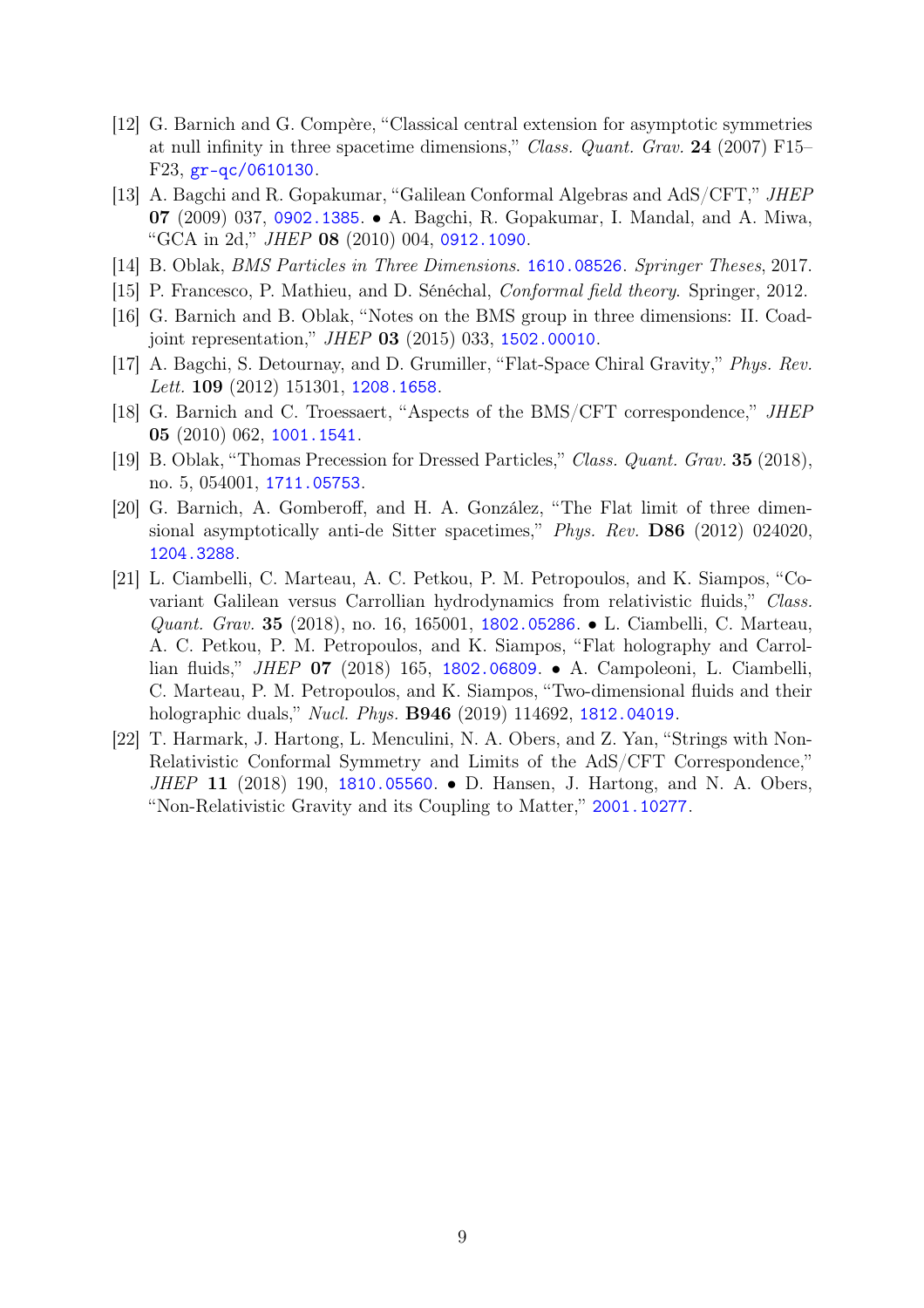[12] G. Barnich and G. Compère, "Classical central extension for asymptotic symmetries at null infinity in three spacetime dimensions," *Class. Quant. Grav.* **24** (2007) F15–F23, gr-qc/0610130.

[13] A. Bagchi and R. Gopakumar, "Galilean Conformal Algebras and AdS/CFT," *JHEP* **07** (2009) 037, 0902.1385. • A. Bagchi, R. Gopakumar, I. Mandal, and A. Miwa, "GCA in 2d," *JHEP* **08** (2010) 004, 0912.1090.

[14] B. Oblak, *BMS Particles in Three Dimensions*. 1610.08526. *Springer Theses*, 2017.

[15] P. Francesco, P. Mathieu, and D. Sénéchal, *Conformal field theory*. Springer, 2012.

[16] G. Barnich and B. Oblak, "Notes on the BMS group in three dimensions: II. Coadjoint representation," *JHEP* **03** (2015) 033, 1502.00010.

[17] A. Bagchi, S. Detournay, and D. Grumiller, "Flat-Space Chiral Gravity," *Phys. Rev. Lett.* **109** (2012) 151301, 1208.1658.

[18] G. Barnich and C. Troessaert, "Aspects of the BMS/CFT correspondence," *JHEP* **05** (2010) 062, 1001.1541.

[19] B. Oblak, "Thomas Precession for Dressed Particles," *Class. Quant. Grav.* **35** (2018), no. 5, 054001, 1711.05753.

[20] G. Barnich, A. Gomberoff, and H. A. González, "The Flat limit of three dimensional asymptotically anti-de Sitter spacetimes," *Phys. Rev.* **D86** (2012) 024020, 1204.3288.

[21] L. Ciambelli, C. Marteau, A. C. Petkou, P. M. Petropoulos, and K. Siampos, "Covariant Galilean versus Carrollian hydrodynamics from relativistic fluids," *Class. Quant. Grav.* **35** (2018), no. 16, 165001, 1802.05286. • L. Ciambelli, C. Marteau, A. C. Petkou, P. M. Petropoulos, and K. Siampos, "Flat holography and Carrollian fluids," *JHEP* **07** (2018) 165, 1802.06809. • A. Campoleoni, L. Ciambelli, C. Marteau, P. M. Petropoulos, and K. Siampos, "Two-dimensional fluids and their holographic duals," *Nucl. Phys.* **B946** (2019) 114692, 1812.04019.

[22] T. Harmark, J. Hartong, L. Menculini, N. A. Obers, and Z. Yan, "Strings with Non-Relativistic Conformal Symmetry and Limits of the AdS/CFT Correspondence," *JHEP* **11** (2018) 190, 1810.05560. • D. Hansen, J. Hartong, and N. A. Obers, "Non-Relativistic Gravity and its Coupling to Matter," 2001.10277.